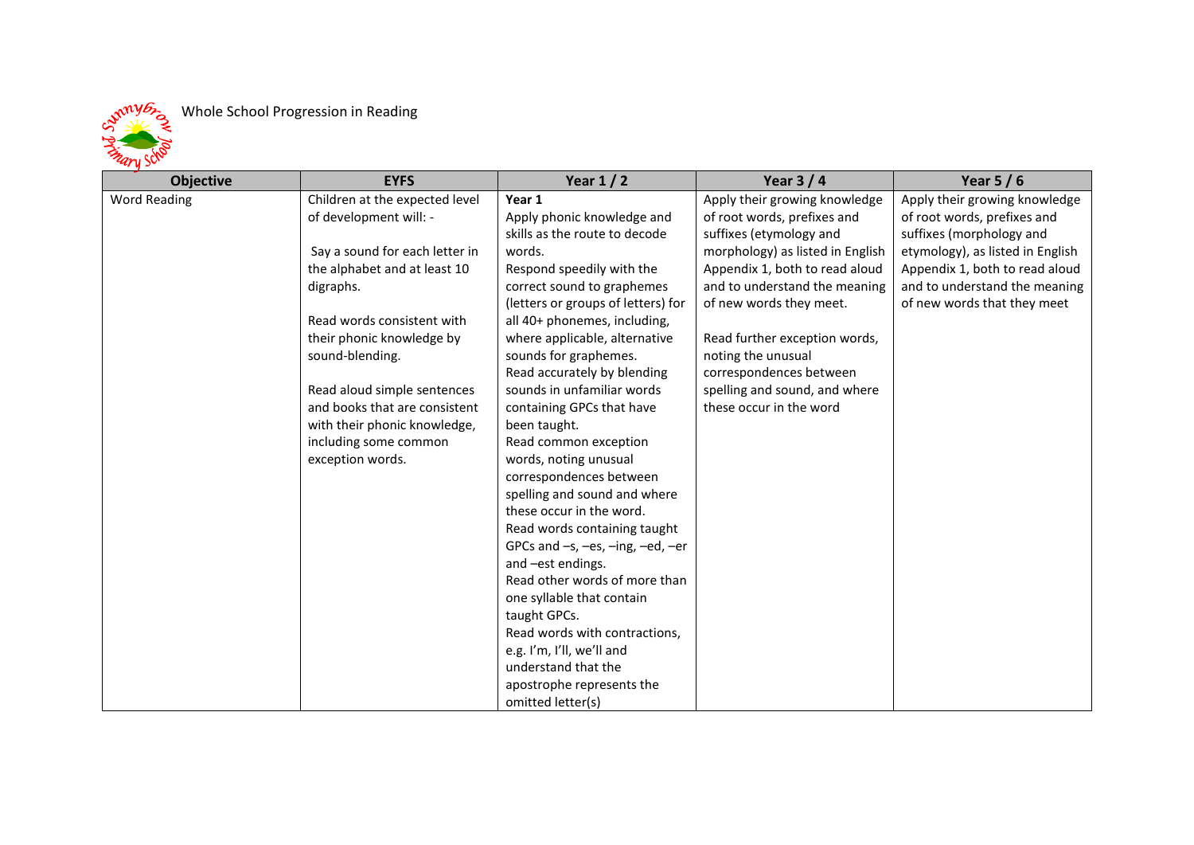Whole School Progression in Reading

| Objective | EYFS | Year 1 / 2 | Year 3 / 4 | Year 5 / 6 |
|---|---|---|---|---|
| Word Reading | Children at the expected level of development will: -<br><br>Say a sound for each letter in the alphabet and at least 10 digraphs.<br><br>Read words consistent with their phonic knowledge by sound-blending.<br><br>Read aloud simple sentences and books that are consistent with their phonic knowledge, including some common exception words. | **Year 1**<br>Apply phonic knowledge and skills as the route to decode words.<br>Respond speedily with the correct sound to graphemes (letters or groups of letters) for all 40+ phonemes, including, where applicable, alternative sounds for graphemes.<br>Read accurately by blending sounds in unfamiliar words containing GPCs that have been taught.<br>Read common exception words, noting unusual correspondences between spelling and sound and where these occur in the word.<br>Read words containing taught GPCs and –s, –es, –ing, –ed, –er and –est endings.<br>Read other words of more than one syllable that contain taught GPCs.<br>Read words with contractions, e.g. I'm, I'll, we'll and understand that the apostrophe represents the omitted letter(s) | Apply their growing knowledge of root words, prefixes and suffixes (etymology and morphology) as listed in English Appendix 1, both to read aloud and to understand the meaning of new words they meet.<br><br>Read further exception words, noting the unusual correspondences between spelling and sound, and where these occur in the word | Apply their growing knowledge of root words, prefixes and suffixes (morphology and etymology), as listed in English Appendix 1, both to read aloud and to understand the meaning of new words that they meet |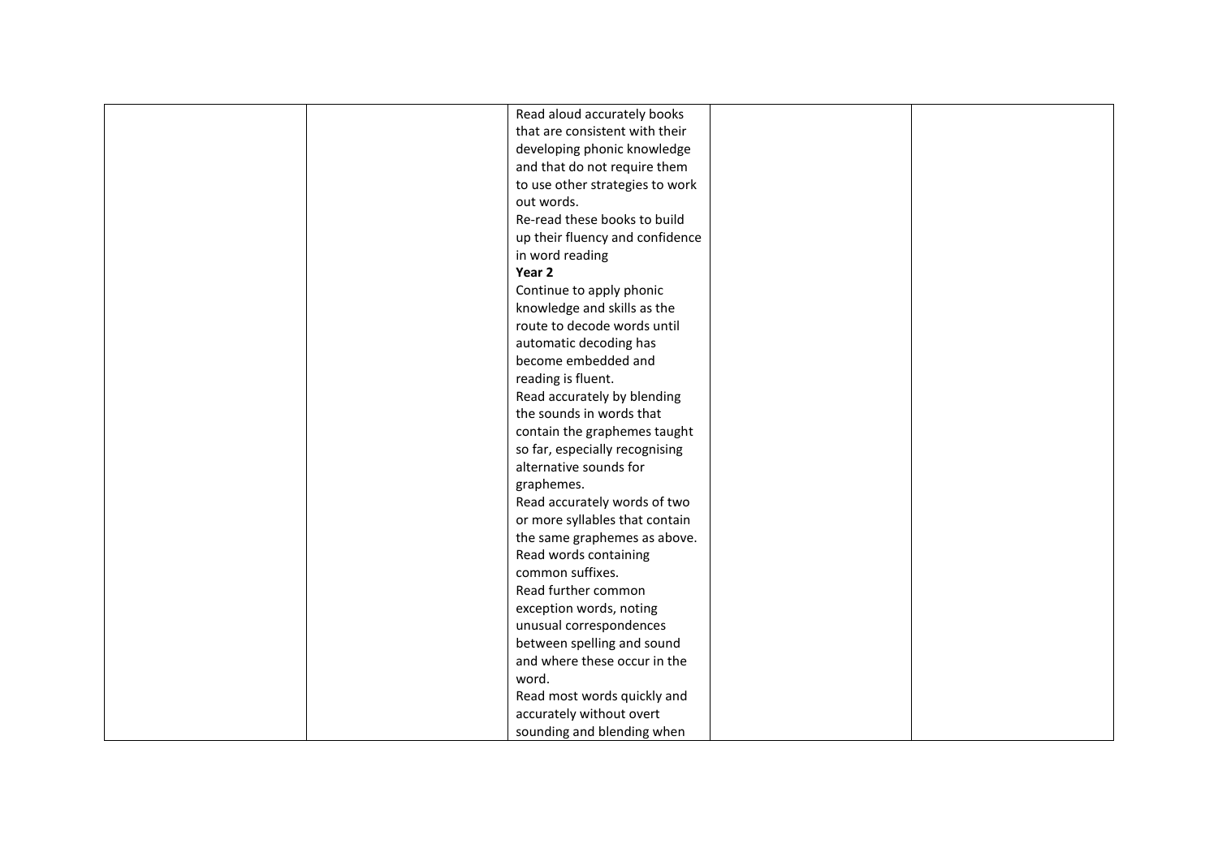|  |  |  |  |  |
|---|---|---|---|---|
|  |  | Read aloud accurately books that are consistent with their developing phonic knowledge and that do not require them to use other strategies to work out words.<br>Re-read these books to build up their fluency and confidence in word reading<br>**Year 2**<br>Continue to apply phonic knowledge and skills as the route to decode words until automatic decoding has become embedded and reading is fluent.<br>Read accurately by blending the sounds in words that contain the graphemes taught so far, especially recognising alternative sounds for graphemes.<br>Read accurately words of two or more syllables that contain the same graphemes as above.<br>Read words containing common suffixes.<br>Read further common exception words, noting unusual correspondences between spelling and sound and where these occur in the word.<br>Read most words quickly and accurately without overt sounding and blending when |  |  |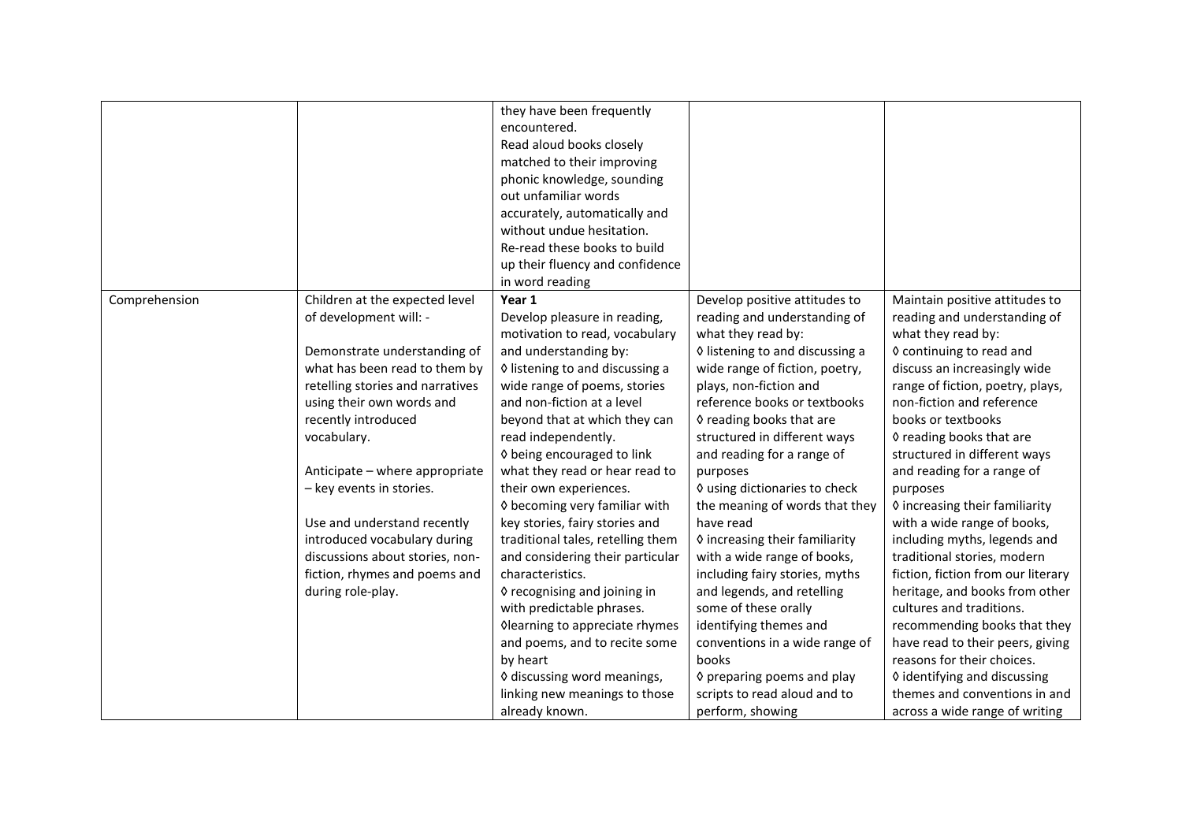| | | | | |
|---|---|---|---|---|
| | | they have been frequently encountered.<br>Read aloud books closely matched to their improving phonic knowledge, sounding out unfamiliar words accurately, automatically and without undue hesitation.<br>Re-read these books to build up their fluency and confidence in word reading | | |
| Comprehension | Children at the expected level of development will: -<br><br>Demonstrate understanding of what has been read to them by retelling stories and narratives using their own words and recently introduced vocabulary.<br><br>Anticipate – where appropriate – key events in stories.<br><br>Use and understand recently introduced vocabulary during discussions about stories, non-fiction, rhymes and poems and during role-play. | **Year 1**<br>Develop pleasure in reading, motivation to read, vocabulary and understanding by:<br>◊ listening to and discussing a wide range of poems, stories and non-fiction at a level beyond that at which they can read independently.<br>◊ being encouraged to link what they read or hear read to their own experiences.<br>◊ becoming very familiar with key stories, fairy stories and traditional tales, retelling them and considering their particular characteristics.<br>◊ recognising and joining in with predictable phrases.<br>◊learning to appreciate rhymes and poems, and to recite some by heart<br>◊ discussing word meanings, linking new meanings to those already known. | Develop positive attitudes to reading and understanding of what they read by:<br>◊ listening to and discussing a wide range of fiction, poetry, plays, non-fiction and reference books or textbooks<br>◊ reading books that are structured in different ways and reading for a range of purposes<br>◊ using dictionaries to check the meaning of words that they have read<br>◊ increasing their familiarity with a wide range of books, including fairy stories, myths and legends, and retelling some of these orally identifying themes and conventions in a wide range of books<br>◊ preparing poems and play scripts to read aloud and to perform, showing | Maintain positive attitudes to reading and understanding of what they read by:<br>◊ continuing to read and discuss an increasingly wide range of fiction, poetry, plays, non-fiction and reference books or textbooks<br>◊ reading books that are structured in different ways and reading for a range of purposes<br>◊ increasing their familiarity with a wide range of books, including myths, legends and traditional stories, modern fiction, fiction from our literary heritage, and books from other cultures and traditions.<br>recommending books that they have read to their peers, giving reasons for their choices.<br>◊ identifying and discussing themes and conventions in and across a wide range of writing |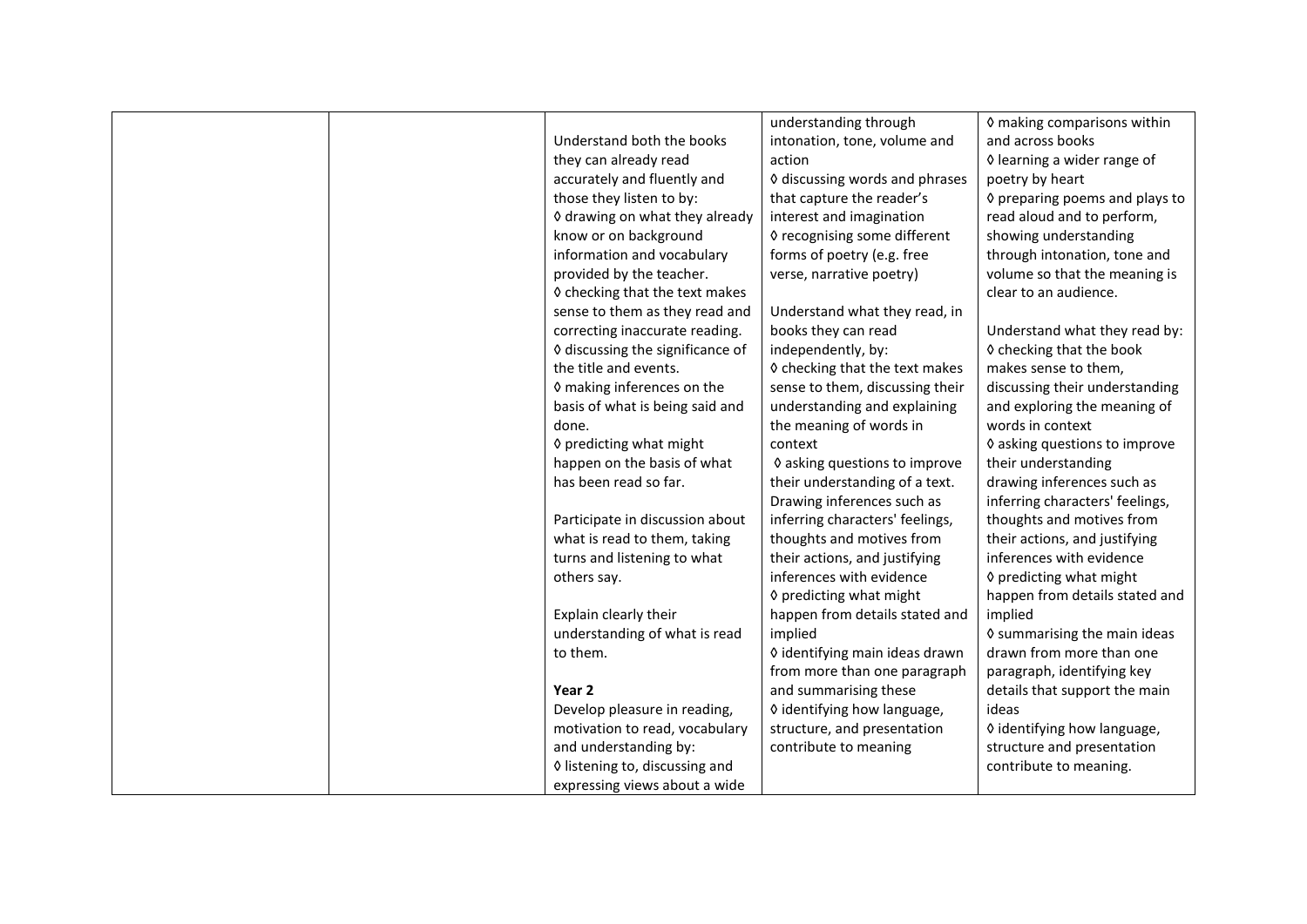|  |  | Understand both the books they can already read accurately and fluently and those they listen to by:<br>◊ drawing on what they already know or on background information and vocabulary provided by the teacher.<br>◊ checking that the text makes sense to them as they read and correcting inaccurate reading.<br>◊ discussing the significance of the title and events.<br>◊ making inferences on the basis of what is being said and done.<br>◊ predicting what might happen on the basis of what has been read so far.<br><br>Participate in discussion about what is read to them, taking turns and listening to what others say.<br><br>Explain clearly their understanding of what is read to them.<br><br>**Year 2**<br>Develop pleasure in reading, motivation to read, vocabulary and understanding by:<br>◊ listening to, discussing and expressing views about a wide | understanding through intonation, tone, volume and action<br>◊ discussing words and phrases that capture the reader's interest and imagination<br>◊ recognising some different forms of poetry (e.g. free verse, narrative poetry)<br><br>Understand what they read, in books they can read independently, by:<br>◊ checking that the text makes sense to them, discussing their understanding and explaining the meaning of words in context<br>◊ asking questions to improve their understanding of a text.<br>Drawing inferences such as inferring characters' feelings, thoughts and motives from their actions, and justifying inferences with evidence<br>◊ predicting what might happen from details stated and implied<br>◊ identifying main ideas drawn from more than one paragraph and summarising these<br>◊ identifying how language, structure, and presentation contribute to meaning | ◊ making comparisons within and across books<br>◊ learning a wider range of poetry by heart<br>◊ preparing poems and plays to read aloud and to perform, showing understanding through intonation, tone and volume so that the meaning is clear to an audience.<br><br>Understand what they read by:<br>◊ checking that the book makes sense to them, discussing their understanding and exploring the meaning of words in context<br>◊ asking questions to improve their understanding<br>drawing inferences such as inferring characters' feelings, thoughts and motives from their actions, and justifying inferences with evidence<br>◊ predicting what might happen from details stated and implied<br>◊ summarising the main ideas drawn from more than one paragraph, identifying key details that support the main ideas<br>◊ identifying how language, structure and presentation contribute to meaning. |
|---|---|---|---|---|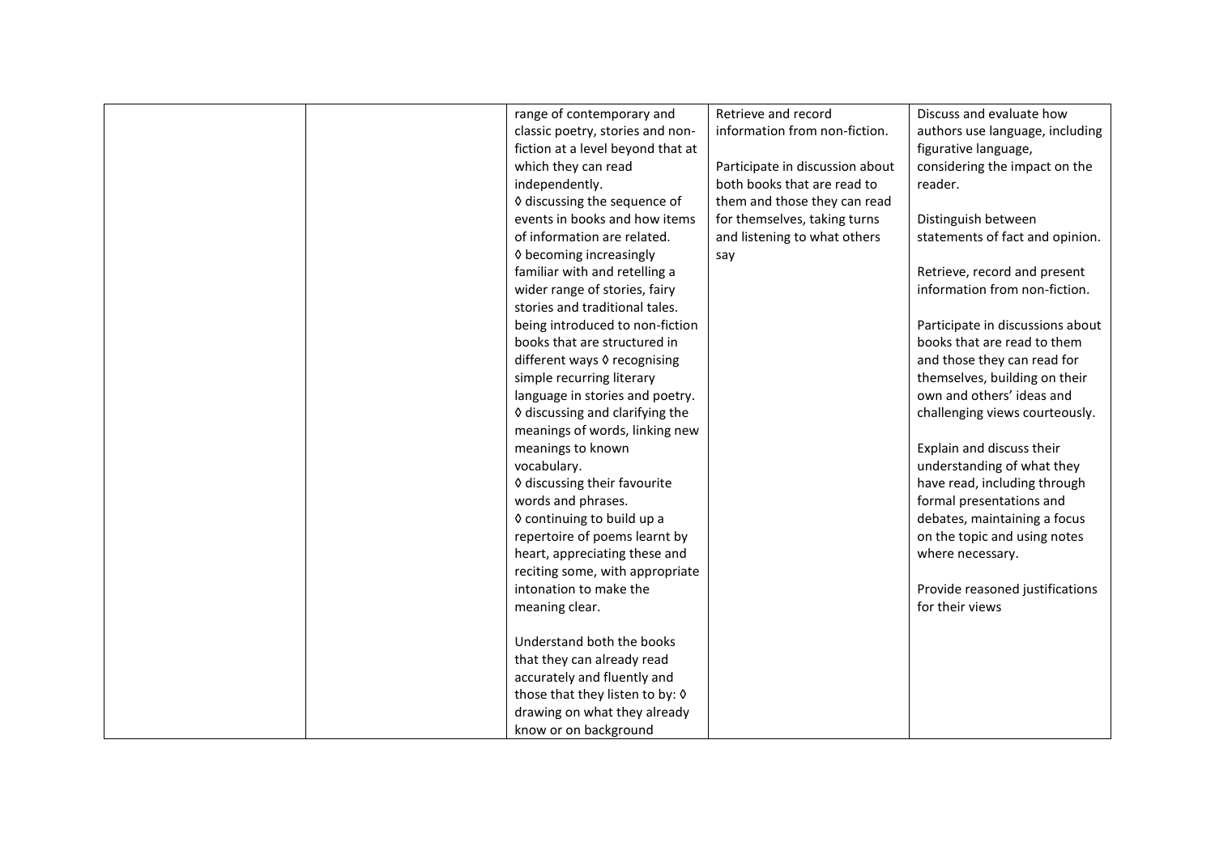|  |  | range of contemporary and classic poetry, stories and non-fiction at a level beyond that at which they can read independently.<br>◊ discussing the sequence of events in books and how items of information are related.<br>◊ becoming increasingly familiar with and retelling a wider range of stories, fairy stories and traditional tales. being introduced to non-fiction books that are structured in different ways ◊ recognising simple recurring literary language in stories and poetry.<br>◊ discussing and clarifying the meanings of words, linking new meanings to known vocabulary.<br>◊ discussing their favourite words and phrases.<br>◊ continuing to build up a repertoire of poems learnt by heart, appreciating these and reciting some, with appropriate intonation to make the meaning clear.<br><br>Understand both the books that they can already read accurately and fluently and those that they listen to by: ◊ drawing on what they already know or on background | Retrieve and record information from non-fiction.<br><br>Participate in discussion about both books that are read to them and those they can read for themselves, taking turns and listening to what others say | Discuss and evaluate how authors use language, including figurative language, considering the impact on the reader.<br><br>Distinguish between statements of fact and opinion.<br><br>Retrieve, record and present information from non-fiction.<br><br>Participate in discussions about books that are read to them and those they can read for themselves, building on their own and others' ideas and challenging views courteously.<br><br>Explain and discuss their understanding of what they have read, including through formal presentations and debates, maintaining a focus on the topic and using notes where necessary.<br><br>Provide reasoned justifications for their views |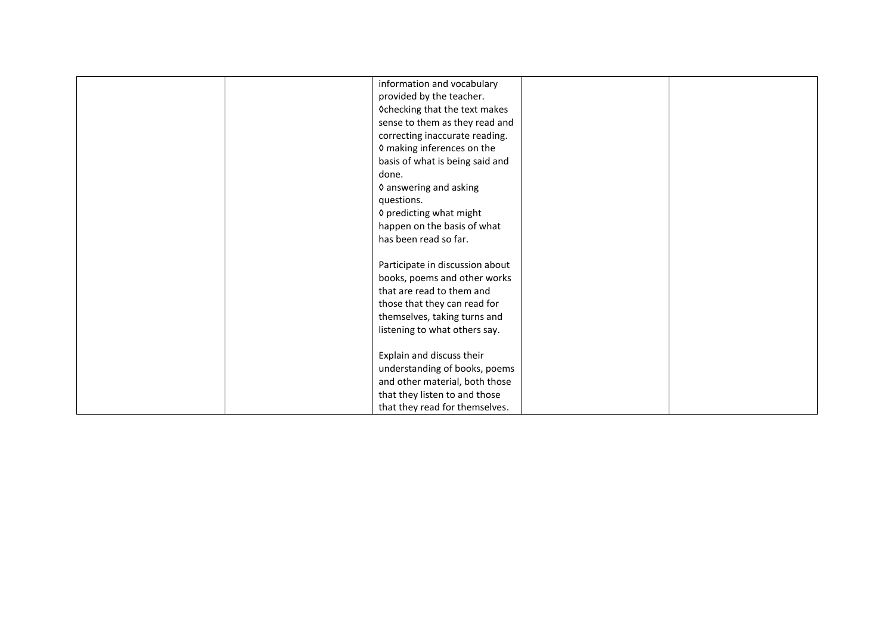| | | | | |
|---|---|---|---|---|
| | | information and vocabulary provided by the teacher.<br>◊checking that the text makes sense to them as they read and correcting inaccurate reading.<br>◊ making inferences on the basis of what is being said and done.<br>◊ answering and asking questions.<br>◊ predicting what might happen on the basis of what has been read so far.<br><br>Participate in discussion about books, poems and other works that are read to them and those that they can read for themselves, taking turns and listening to what others say.<br><br>Explain and discuss their understanding of books, poems and other material, both those that they listen to and those that they read for themselves. | | |